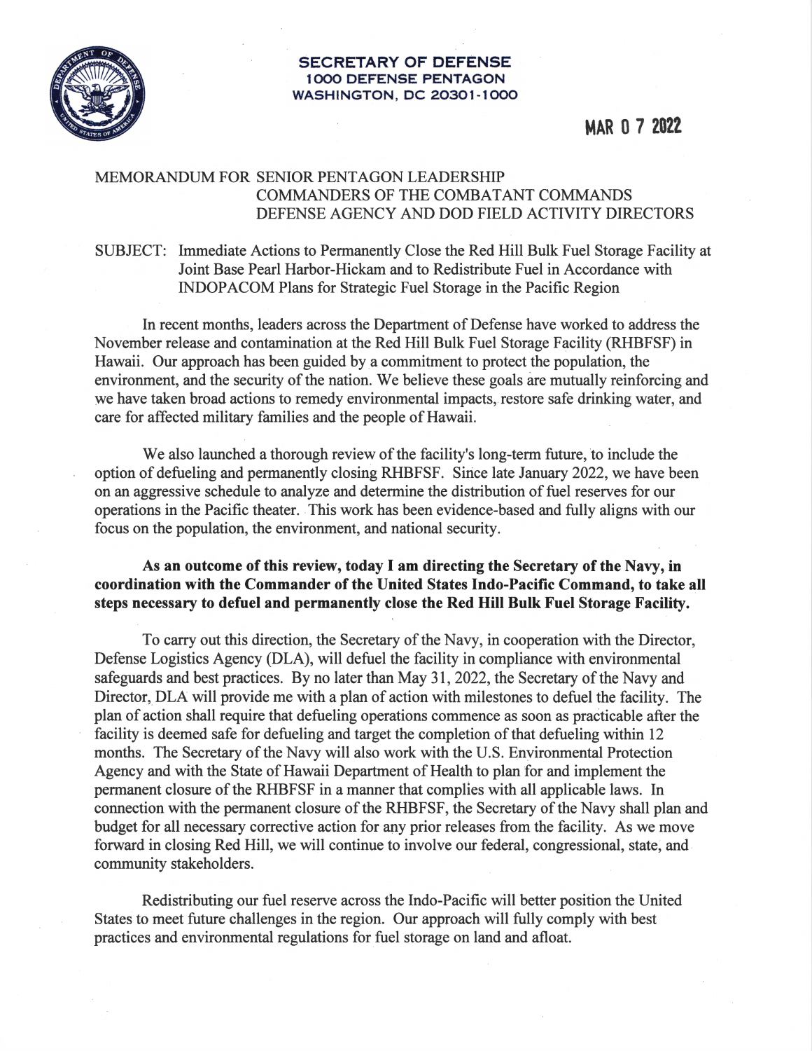**SECRETARY OF DEFENSE**
**1000 DEFENSE PENTAGON**
**WASHINGTON, DC 20301-1000**

**MAR 0 7 2022**

MEMORANDUM FOR SENIOR PENTAGON LEADERSHIP
COMMANDERS OF THE COMBATANT COMMANDS
DEFENSE AGENCY AND DOD FIELD ACTIVITY DIRECTORS

SUBJECT: Immediate Actions to Permanently Close the Red Hill Bulk Fuel Storage Facility at Joint Base Pearl Harbor-Hickam and to Redistribute Fuel in Accordance with INDOPACOM Plans for Strategic Fuel Storage in the Pacific Region

In recent months, leaders across the Department of Defense have worked to address the November release and contamination at the Red Hill Bulk Fuel Storage Facility (RHBFSF) in Hawaii. Our approach has been guided by a commitment to protect the population, the environment, and the security of the nation. We believe these goals are mutually reinforcing and we have taken broad actions to remedy environmental impacts, restore safe drinking water, and care for affected military families and the people of Hawaii.

We also launched a thorough review of the facility's long-term future, to include the option of defueling and permanently closing RHBFSF. Since late January 2022, we have been on an aggressive schedule to analyze and determine the distribution of fuel reserves for our operations in the Pacific theater. This work has been evidence-based and fully aligns with our focus on the population, the environment, and national security.

**As an outcome of this review, today I am directing the Secretary of the Navy, in coordination with the Commander of the United States Indo-Pacific Command, to take all steps necessary to defuel and permanently close the Red Hill Bulk Fuel Storage Facility.**

To carry out this direction, the Secretary of the Navy, in cooperation with the Director, Defense Logistics Agency (DLA), will defuel the facility in compliance with environmental safeguards and best practices. By no later than May 31, 2022, the Secretary of the Navy and Director, DLA will provide me with a plan of action with milestones to defuel the facility. The plan of action shall require that defueling operations commence as soon as practicable after the facility is deemed safe for defueling and target the completion of that defueling within 12 months. The Secretary of the Navy will also work with the U.S. Environmental Protection Agency and with the State of Hawaii Department of Health to plan for and implement the permanent closure of the RHBFSF in a manner that complies with all applicable laws. In connection with the permanent closure of the RHBFSF, the Secretary of the Navy shall plan and budget for all necessary corrective action for any prior releases from the facility. As we move forward in closing Red Hill, we will continue to involve our federal, congressional, state, and community stakeholders.

Redistributing our fuel reserve across the Indo-Pacific will better position the United States to meet future challenges in the region. Our approach will fully comply with best practices and environmental regulations for fuel storage on land and afloat.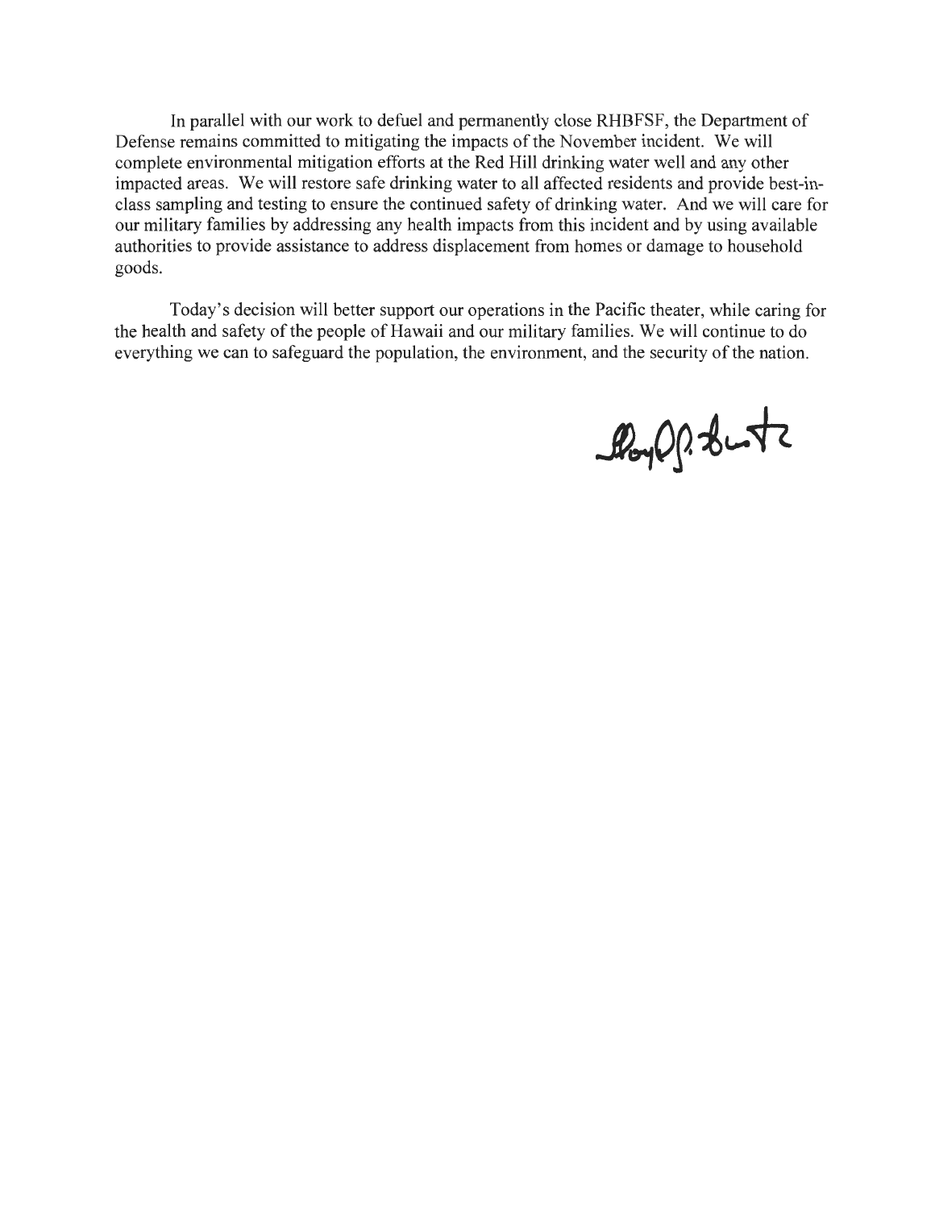In parallel with our work to defuel and permanently close RHBFSF, the Department of Defense remains committed to mitigating the impacts of the November incident. We will complete environmental mitigation efforts at the Red Hill drinking water well and any other impacted areas. We will restore safe drinking water to all affected residents and provide best-in-class sampling and testing to ensure the continued safety of drinking water. And we will care for our military families by addressing any health impacts from this incident and by using available authorities to provide assistance to address displacement from homes or damage to household goods.

Today's decision will better support our operations in the Pacific theater, while caring for the health and safety of the people of Hawaii and our military families. We will continue to do everything we can to safeguard the population, the environment, and the security of the nation.